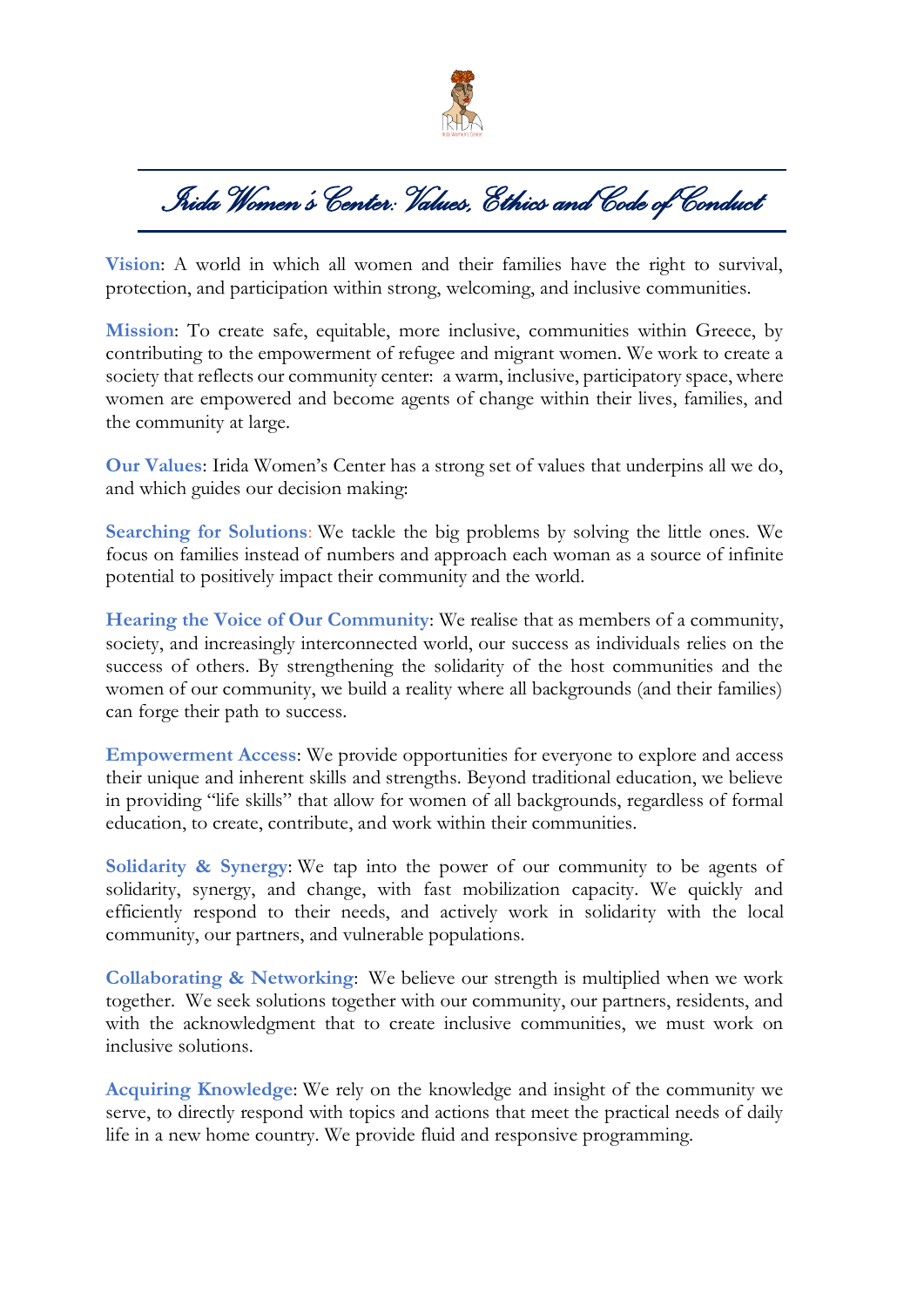# Irida Women's Center: Values, Ethics and Code of Conduct

**Vision**: A world in which all women and their families have the right to survival, protection, and participation within strong, welcoming, and inclusive communities.

**Mission**: To create safe, equitable, more inclusive, communities within Greece, by contributing to the empowerment of refugee and migrant women. We work to create a society that reflects our community center: a warm, inclusive, participatory space, where women are empowered and become agents of change within their lives, families, and the community at large.

**Our Values**: Irida Women's Center has a strong set of values that underpins all we do, and which guides our decision making:

**Searching for Solutions**: We tackle the big problems by solving the little ones. We focus on families instead of numbers and approach each woman as a source of infinite potential to positively impact their community and the world.

**Hearing the Voice of Our Community**: We realise that as members of a community, society, and increasingly interconnected world, our success as individuals relies on the success of others. By strengthening the solidarity of the host communities and the women of our community, we build a reality where all backgrounds (and their families) can forge their path to success.

**Empowerment Access**: We provide opportunities for everyone to explore and access their unique and inherent skills and strengths. Beyond traditional education, we believe in providing "life skills" that allow for women of all backgrounds, regardless of formal education, to create, contribute, and work within their communities.

**Solidarity & Synergy**: We tap into the power of our community to be agents of solidarity, synergy, and change, with fast mobilization capacity. We quickly and efficiently respond to their needs, and actively work in solidarity with the local community, our partners, and vulnerable populations.

**Collaborating & Networking**: We believe our strength is multiplied when we work together. We seek solutions together with our community, our partners, residents, and with the acknowledgment that to create inclusive communities, we must work on inclusive solutions.

**Acquiring Knowledge**: We rely on the knowledge and insight of the community we serve, to directly respond with topics and actions that meet the practical needs of daily life in a new home country. We provide fluid and responsive programming.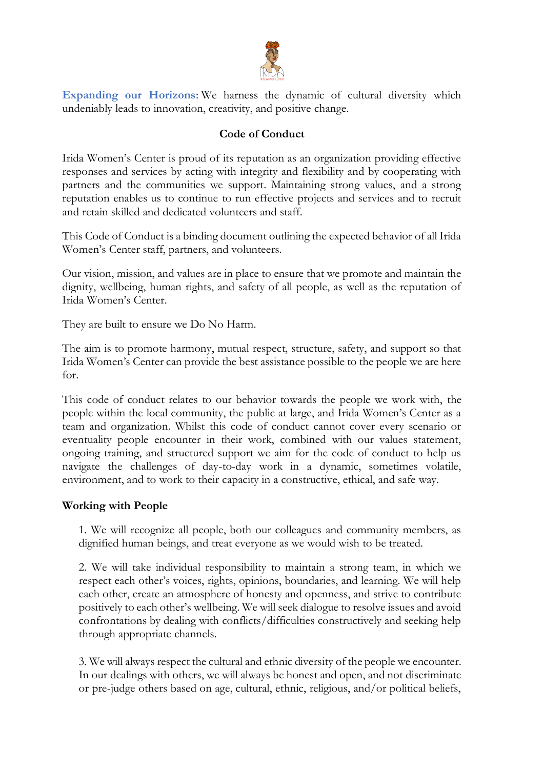**Expanding our Horizons**: We harness the dynamic of cultural diversity which undeniably leads to innovation, creativity, and positive change.

## Code of Conduct

Irida Women's Center is proud of its reputation as an organization providing effective responses and services by acting with integrity and flexibility and by cooperating with partners and the communities we support. Maintaining strong values, and a strong reputation enables us to continue to run effective projects and services and to recruit and retain skilled and dedicated volunteers and staff.

This Code of Conduct is a binding document outlining the expected behavior of all Irida Women's Center staff, partners, and volunteers.

Our vision, mission, and values are in place to ensure that we promote and maintain the dignity, wellbeing, human rights, and safety of all people, as well as the reputation of Irida Women's Center.

They are built to ensure we Do No Harm.

The aim is to promote harmony, mutual respect, structure, safety, and support so that Irida Women's Center can provide the best assistance possible to the people we are here for.

This code of conduct relates to our behavior towards the people we work with, the people within the local community, the public at large, and Irida Women's Center as a team and organization. Whilst this code of conduct cannot cover every scenario or eventuality people encounter in their work, combined with our values statement, ongoing training, and structured support we aim for the code of conduct to help us navigate the challenges of day-to-day work in a dynamic, sometimes volatile, environment, and to work to their capacity in a constructive, ethical, and safe way.

### Working with People

1. We will recognize all people, both our colleagues and community members, as dignified human beings, and treat everyone as we would wish to be treated.

2. We will take individual responsibility to maintain a strong team, in which we respect each other's voices, rights, opinions, boundaries, and learning. We will help each other, create an atmosphere of honesty and openness, and strive to contribute positively to each other's wellbeing. We will seek dialogue to resolve issues and avoid confrontations by dealing with conflicts/difficulties constructively and seeking help through appropriate channels.

3. We will always respect the cultural and ethnic diversity of the people we encounter. In our dealings with others, we will always be honest and open, and not discriminate or pre-judge others based on age, cultural, ethnic, religious, and/or political beliefs,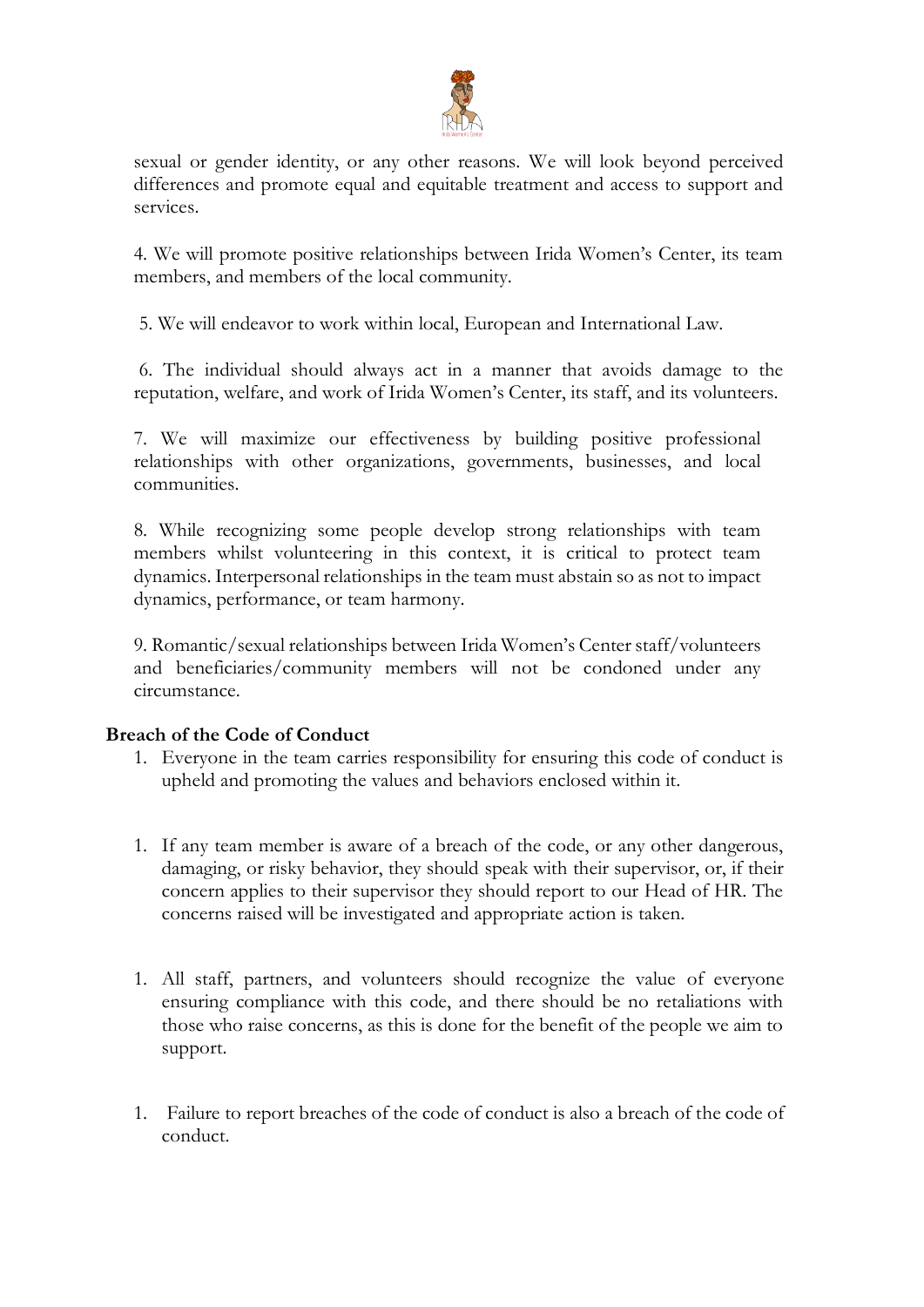sexual or gender identity, or any other reasons. We will look beyond perceived differences and promote equal and equitable treatment and access to support and services.

4. We will promote positive relationships between Irida Women's Center, its team members, and members of the local community.

5. We will endeavor to work within local, European and International Law.

6. The individual should always act in a manner that avoids damage to the reputation, welfare, and work of Irida Women's Center, its staff, and its volunteers.

7. We will maximize our effectiveness by building positive professional relationships with other organizations, governments, businesses, and local communities.

8. While recognizing some people develop strong relationships with team members whilst volunteering in this context, it is critical to protect team dynamics. Interpersonal relationships in the team must abstain so as not to impact dynamics, performance, or team harmony.

9. Romantic/sexual relationships between Irida Women's Center staff/volunteers and beneficiaries/community members will not be condoned under any circumstance.

**Breach of the Code of Conduct**

1. Everyone in the team carries responsibility for ensuring this code of conduct is upheld and promoting the values and behaviors enclosed within it.

1. If any team member is aware of a breach of the code, or any other dangerous, damaging, or risky behavior, they should speak with their supervisor, or, if their concern applies to their supervisor they should report to our Head of HR. The concerns raised will be investigated and appropriate action is taken.

1. All staff, partners, and volunteers should recognize the value of everyone ensuring compliance with this code, and there should be no retaliations with those who raise concerns, as this is done for the benefit of the people we aim to support.

1. Failure to report breaches of the code of conduct is also a breach of the code of conduct.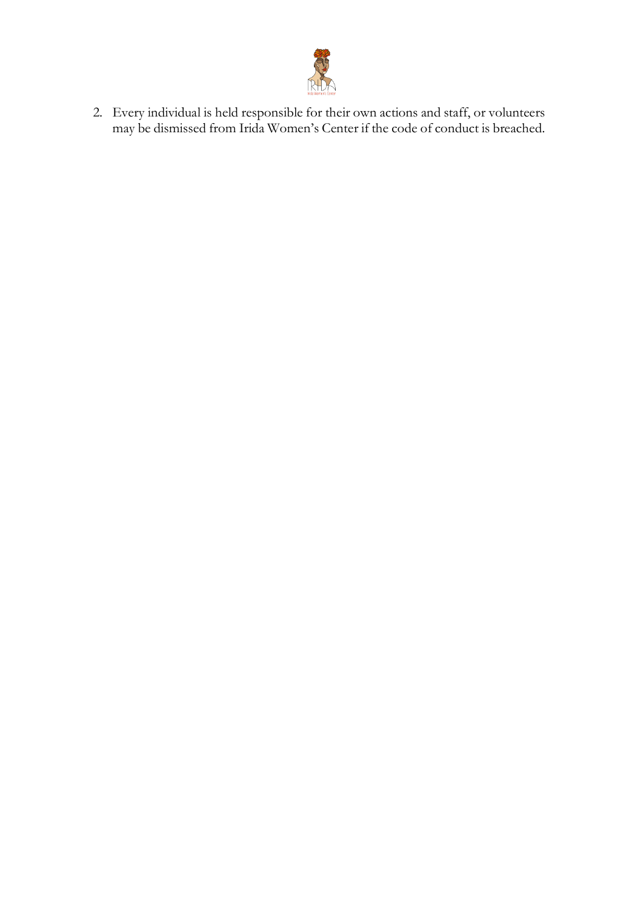2. Every individual is held responsible for their own actions and staff, or volunteers may be dismissed from Irida Women's Center if the code of conduct is breached.